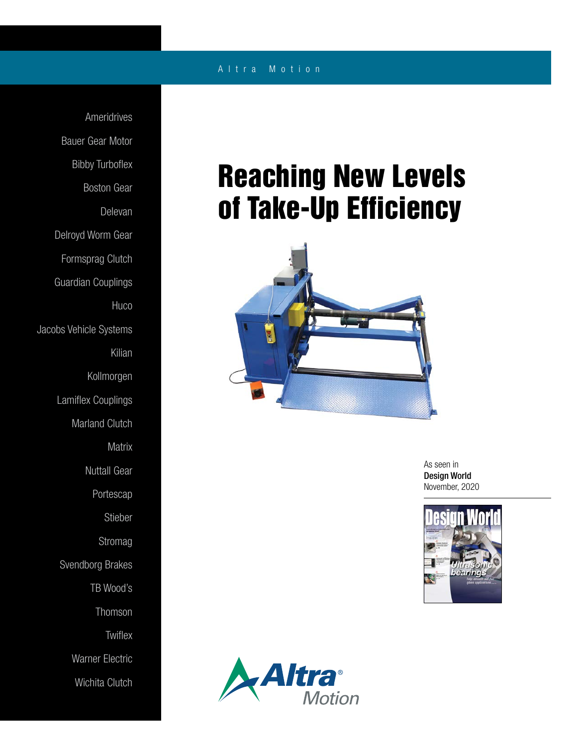Altra Motion

Ameridrives
Bauer Gear Motor
Bibby Turboflex
Boston Gear
Delevan
Delroyd Worm Gear
Formsprag Clutch
Guardian Couplings
Huco
Jacobs Vehicle Systems
Kilian
Kollmorgen
Lamiflex Couplings
Marland Clutch
Matrix
Nuttall Gear
Portescap
Stieber
Stromag
Svendborg Brakes
TB Wood's
Thomson
Twiflex
Warner Electric
Wichita Clutch

# Reaching New Levels of Take-Up Efficiency

As seen in
**Design World**
November, 2020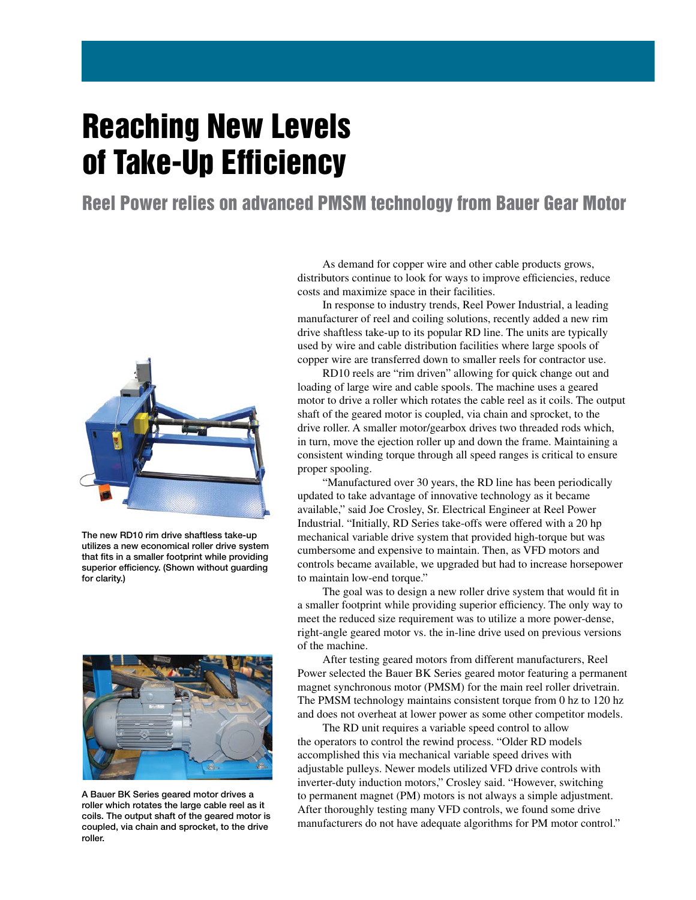# Reaching New Levels of Take-Up Efficiency

## Reel Power relies on advanced PMSM technology from Bauer Gear Motor

The new RD10 rim drive shaftless take-up utilizes a new economical roller drive system that fits in a smaller footprint while providing superior efficiency. (Shown without guarding for clarity.)

A Bauer BK Series geared motor drives a roller which rotates the large cable reel as it coils. The output shaft of the geared motor is coupled, via chain and sprocket, to the drive roller.

As demand for copper wire and other cable products grows, distributors continue to look for ways to improve efficiencies, reduce costs and maximize space in their facilities.

In response to industry trends, Reel Power Industrial, a leading manufacturer of reel and coiling solutions, recently added a new rim drive shaftless take-up to its popular RD line. The units are typically used by wire and cable distribution facilities where large spools of copper wire are transferred down to smaller reels for contractor use.

RD10 reels are "rim driven" allowing for quick change out and loading of large wire and cable spools. The machine uses a geared motor to drive a roller which rotates the cable reel as it coils. The output shaft of the geared motor is coupled, via chain and sprocket, to the drive roller. A smaller motor/gearbox drives two threaded rods which, in turn, move the ejection roller up and down the frame. Maintaining a consistent winding torque through all speed ranges is critical to ensure proper spooling.

"Manufactured over 30 years, the RD line has been periodically updated to take advantage of innovative technology as it became available," said Joe Crosley, Sr. Electrical Engineer at Reel Power Industrial. "Initially, RD Series take-offs were offered with a 20 hp mechanical variable drive system that provided high-torque but was cumbersome and expensive to maintain. Then, as VFD motors and controls became available, we upgraded but had to increase horsepower to maintain low-end torque."

The goal was to design a new roller drive system that would fit in a smaller footprint while providing superior efficiency. The only way to meet the reduced size requirement was to utilize a more power-dense, right-angle geared motor vs. the in-line drive used on previous versions of the machine.

After testing geared motors from different manufacturers, Reel Power selected the Bauer BK Series geared motor featuring a permanent magnet synchronous motor (PMSM) for the main reel roller drivetrain. The PMSM technology maintains consistent torque from 0 hz to 120 hz and does not overheat at lower power as some other competitor models.

The RD unit requires a variable speed control to allow the operators to control the rewind process. "Older RD models accomplished this via mechanical variable speed drives with adjustable pulleys. Newer models utilized VFD drive controls with inverter-duty induction motors," Crosley said. "However, switching to permanent magnet (PM) motors is not always a simple adjustment. After thoroughly testing many VFD controls, we found some drive manufacturers do not have adequate algorithms for PM motor control."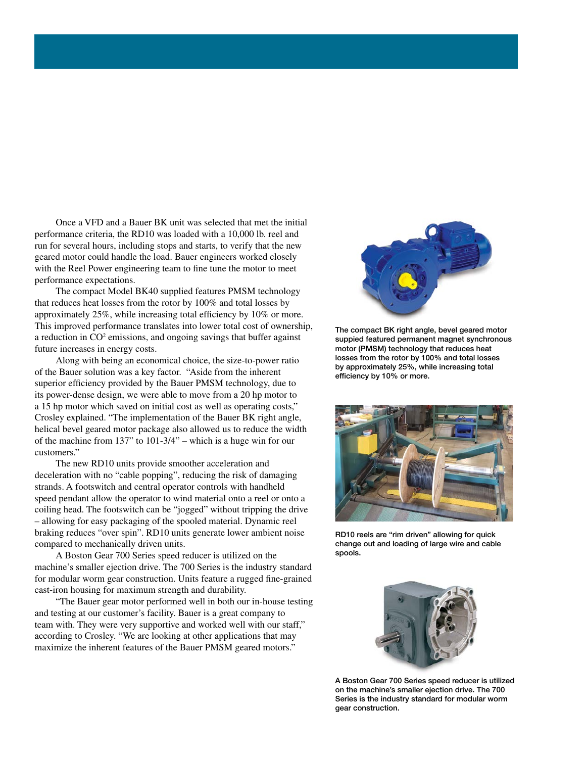Once a VFD and a Bauer BK unit was selected that met the initial performance criteria, the RD10 was loaded with a 10,000 lb. reel and run for several hours, including stops and starts, to verify that the new geared motor could handle the load. Bauer engineers worked closely with the Reel Power engineering team to fine tune the motor to meet performance expectations.

The compact Model BK40 supplied features PMSM technology that reduces heat losses from the rotor by 100% and total losses by approximately 25%, while increasing total efficiency by 10% or more. This improved performance translates into lower total cost of ownership, a reduction in $CO^2$ emissions, and ongoing savings that buffer against future increases in energy costs.

Along with being an economical choice, the size-to-power ratio of the Bauer solution was a key factor. "Aside from the inherent superior efficiency provided by the Bauer PMSM technology, due to its power-dense design, we were able to move from a 20 hp motor to a 15 hp motor which saved on initial cost as well as operating costs," Crosley explained. "The implementation of the Bauer BK right angle, helical bevel geared motor package also allowed us to reduce the width of the machine from 137" to 101-3/4" – which is a huge win for our customers."

The new RD10 units provide smoother acceleration and deceleration with no "cable popping", reducing the risk of damaging strands. A footswitch and central operator controls with handheld speed pendant allow the operator to wind material onto a reel or onto a coiling head. The footswitch can be "jogged" without tripping the drive – allowing for easy packaging of the spooled material. Dynamic reel braking reduces "over spin". RD10 units generate lower ambient noise compared to mechanically driven units.

A Boston Gear 700 Series speed reducer is utilized on the machine's smaller ejection drive. The 700 Series is the industry standard for modular worm gear construction. Units feature a rugged fine-grained cast-iron housing for maximum strength and durability.

"The Bauer gear motor performed well in both our in-house testing and testing at our customer's facility. Bauer is a great company to team with. They were very supportive and worked well with our staff," according to Crosley. "We are looking at other applications that may maximize the inherent features of the Bauer PMSM geared motors."

**The compact BK right angle, bevel geared motor suppied featured permanent magnet synchronous motor (PMSM) technology that reduces heat losses from the rotor by 100% and total losses by approximately 25%, while increasing total efficiency by 10% or more.**

**RD10 reels are "rim driven" allowing for quick change out and loading of large wire and cable spools.**

**A Boston Gear 700 Series speed reducer is utilized on the machine's smaller ejection drive. The 700 Series is the industry standard for modular worm gear construction.**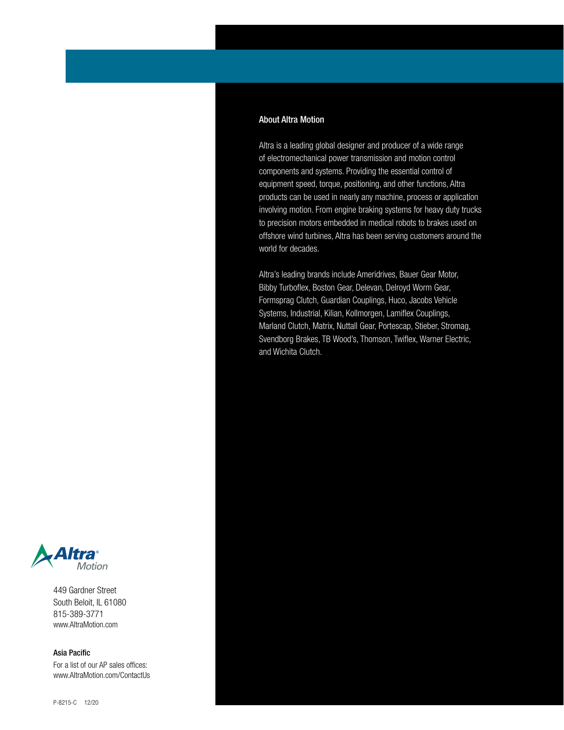## About Altra Motion

Altra is a leading global designer and producer of a wide range of electromechanical power transmission and motion control components and systems. Providing the essential control of equipment speed, torque, positioning, and other functions, Altra products can be used in nearly any machine, process or application involving motion. From engine braking systems for heavy duty trucks to precision motors embedded in medical robots to brakes used on offshore wind turbines, Altra has been serving customers around the world for decades.

Altra's leading brands include Ameridrives, Bauer Gear Motor, Bibby Turboflex, Boston Gear, Delevan, Delroyd Worm Gear, Formsprag Clutch, Guardian Couplings, Huco, Jacobs Vehicle Systems, Industrial, Kilian, Kollmorgen, Lamiflex Couplings, Marland Clutch, Matrix, Nuttall Gear, Portescap, Stieber, Stromag, Svendborg Brakes, TB Wood's, Thomson, Twiflex, Warner Electric, and Wichita Clutch.

Altra Motion

449 Gardner Street
South Beloit, IL 61080
815-389-3771
www.AltraMotion.com

**Asia Pacific**

For a list of our AP sales offices:
www.AltraMotion.com/ContactUs

P-8215-C 12/20